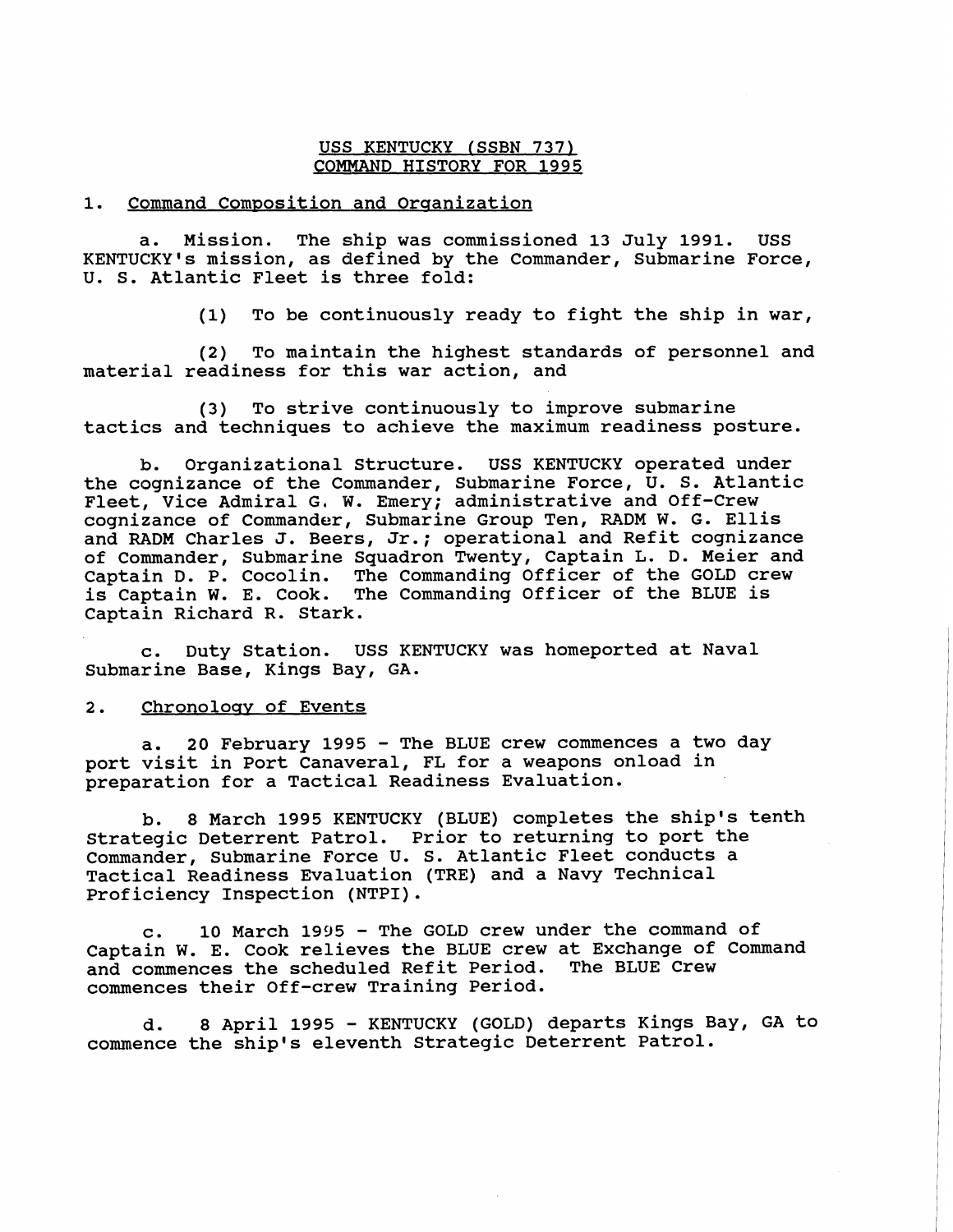# USS KENTUCKY (SSBN 737)
# COMMAND HISTORY FOR 1995

## 1. Command Composition and Organization

a. Mission. The ship was commissioned 13 July 1991. USS KENTUCKY's mission, as defined by the Commander, Submarine Force, U. S. Atlantic Fleet is three fold:

(1) To be continuously ready to fight the ship in war,

(2) To maintain the highest standards of personnel and material readiness for this war action, and

(3) To strive continuously to improve submarine tactics and techniques to achieve the maximum readiness posture.

b. Organizational Structure. USS KENTUCKY operated under the cognizance of the Commander, Submarine Force, U. S. Atlantic Fleet, Vice Admiral G. W. Emery; administrative and Off-Crew cognizance of Commander, Submarine Group Ten, RADM W. G. Ellis and RADM Charles J. Beers, Jr.; operational and Refit cognizance of Commander, Submarine Squadron Twenty, Captain L. D. Meier and Captain D. P. Cocolin. The Commanding Officer of the GOLD crew is Captain W. E. Cook. The Commanding Officer of the BLUE is Captain Richard R. Stark.

c. Duty Station. USS KENTUCKY was homeported at Naval Submarine Base, Kings Bay, GA.

## 2. Chronology of Events

a. 20 February 1995 - The BLUE crew commences a two day port visit in Port Canaveral, FL for a weapons onload in preparation for a Tactical Readiness Evaluation.

b. 8 March 1995 KENTUCKY (BLUE) completes the ship's tenth Strategic Deterrent Patrol. Prior to returning to port the Commander, Submarine Force U. S. Atlantic Fleet conducts a Tactical Readiness Evaluation (TRE) and a Navy Technical Proficiency Inspection (NTPI).

c. 10 March 1995 - The GOLD crew under the command of Captain W. E. Cook relieves the BLUE crew at Exchange of Command and commences the scheduled Refit Period. The BLUE Crew commences their Off-crew Training Period.

d. 8 April 1995 - KENTUCKY (GOLD) departs Kings Bay, GA to commence the ship's eleventh Strategic Deterrent Patrol.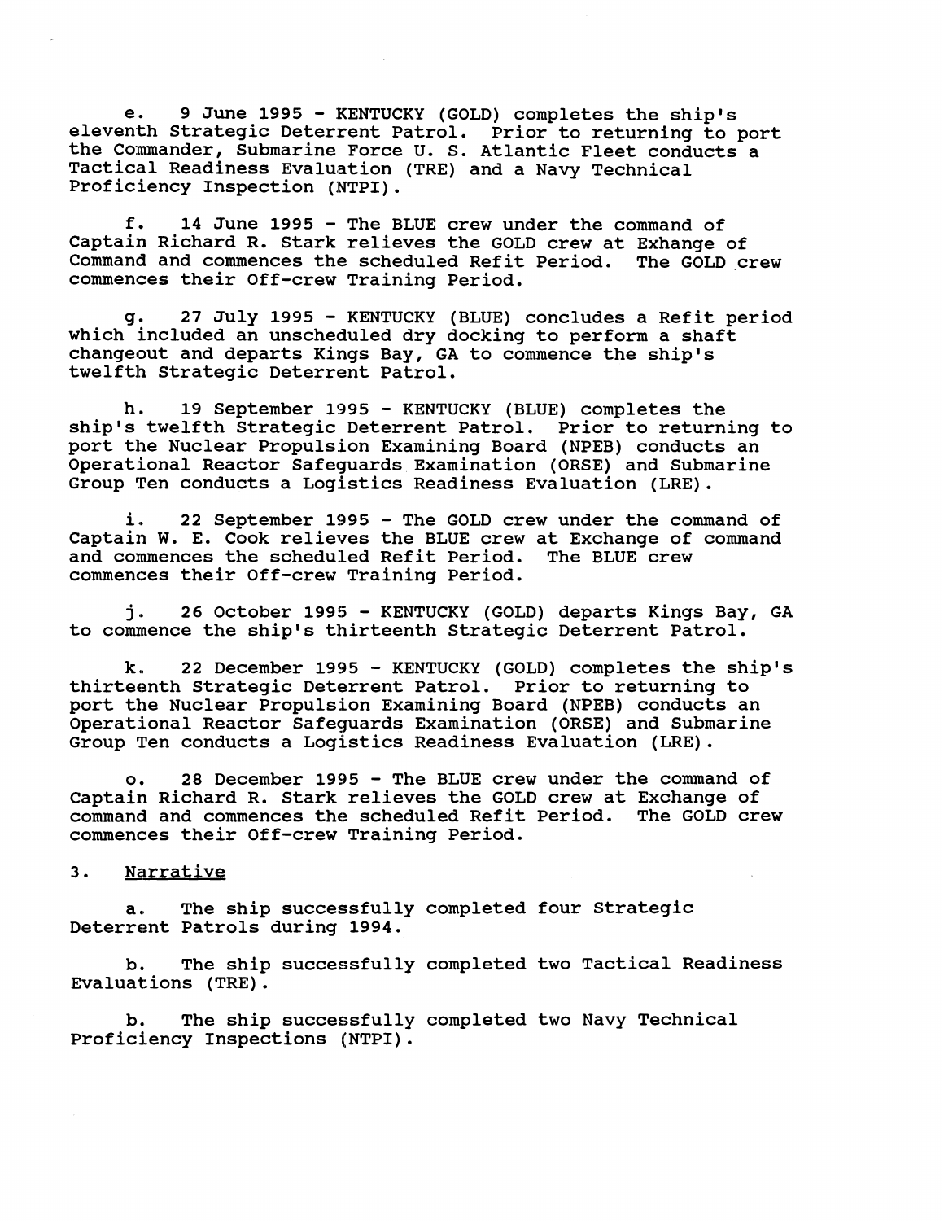e. 9 June 1995 - KENTUCKY (GOLD) completes the ship's eleventh Strategic Deterrent Patrol. Prior to returning to port the Commander, Submarine Force U. S. Atlantic Fleet conducts a Tactical Readiness Evaluation (TRE) and a Navy Technical Proficiency Inspection (NTPI).

f. 14 June 1995 - The BLUE crew under the command of Captain Richard R. Stark relieves the GOLD crew at Exhange of Command and commences the scheduled Refit Period. The GOLD crew commences their Off-crew Training Period.

g. 27 July 1995 - KENTUCKY (BLUE) concludes a Refit period which included an unscheduled dry docking to perform a shaft changeout and departs Kings Bay, GA to commence the ship's twelfth Strategic Deterrent Patrol.

h. 19 September 1995 - KENTUCKY (BLUE) completes the ship's twelfth Strategic Deterrent Patrol. Prior to returning to port the Nuclear Propulsion Examining Board (NPEB) conducts an Operational Reactor Safeguards Examination (ORSE) and Submarine Group Ten conducts a Logistics Readiness Evaluation (LRE).

i. 22 September 1995 - The GOLD crew under the command of Captain W. E. Cook relieves the BLUE crew at Exchange of command and commences the scheduled Refit Period. The BLUE crew commences their Off-crew Training Period.

j. 26 October 1995 - KENTUCKY (GOLD) departs Kings Bay, GA to commence the ship's thirteenth Strategic Deterrent Patrol.

k. 22 December 1995 - KENTUCKY (GOLD) completes the ship's thirteenth Strategic Deterrent Patrol. Prior to returning to port the Nuclear Propulsion Examining Board (NPEB) conducts an Operational Reactor Safeguards Examination (ORSE) and Submarine Group Ten conducts a Logistics Readiness Evaluation (LRE).

o. 28 December 1995 - The BLUE crew under the command of Captain Richard R. Stark relieves the GOLD crew at Exchange of command and commences the scheduled Refit Period. The GOLD crew commences their Off-crew Training Period.

3. Narrative

a. The ship successfully completed four Strategic Deterrent Patrols during 1994.

b. The ship successfully completed two Tactical Readiness Evaluations (TRE).

b. The ship successfully completed two Navy Technical Proficiency Inspections (NTPI).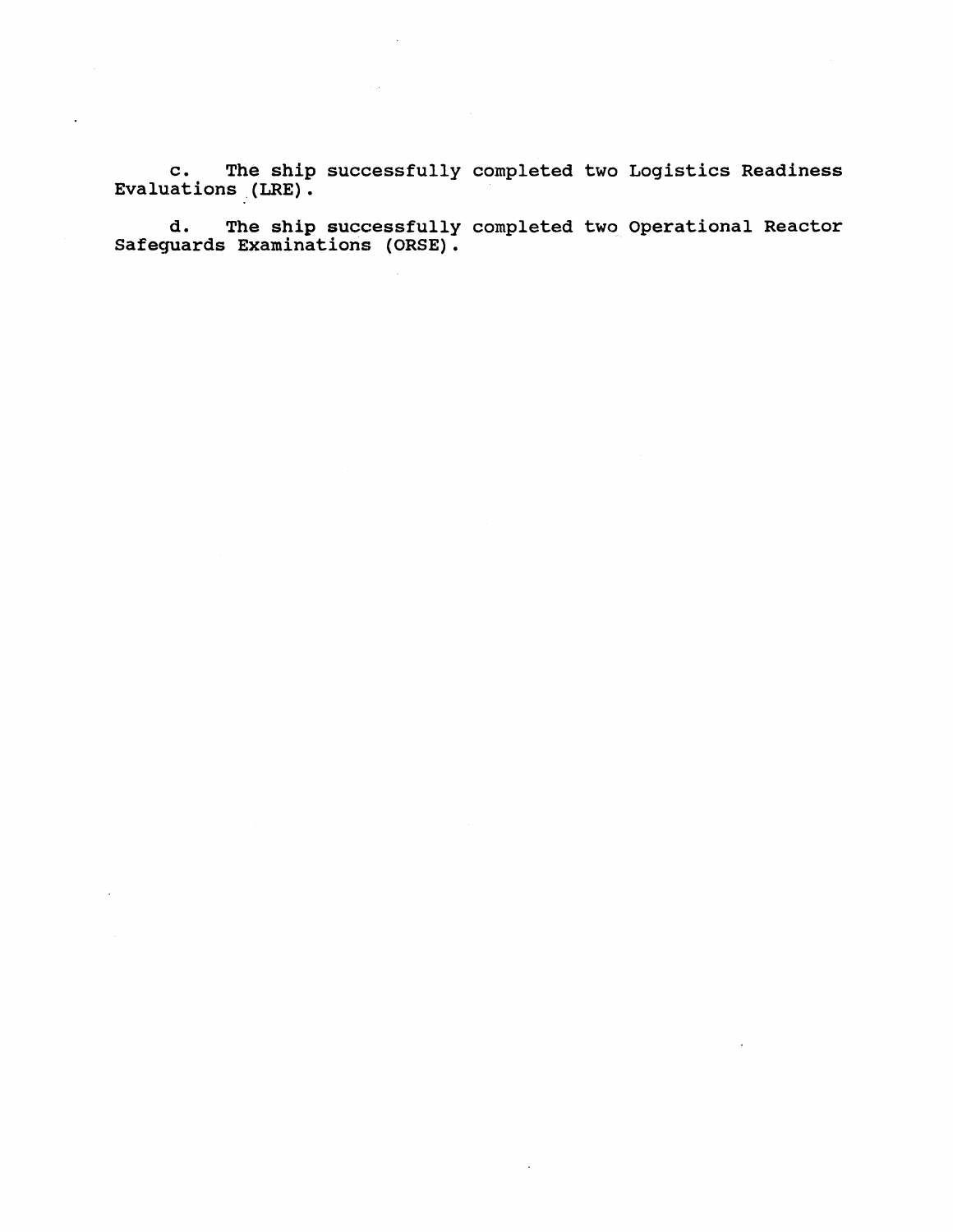c. The ship successfully completed two Logistics Readiness Evaluations (LRE).

d. The ship successfully completed two Operational Reactor Safeguards Examinations (ORSE).